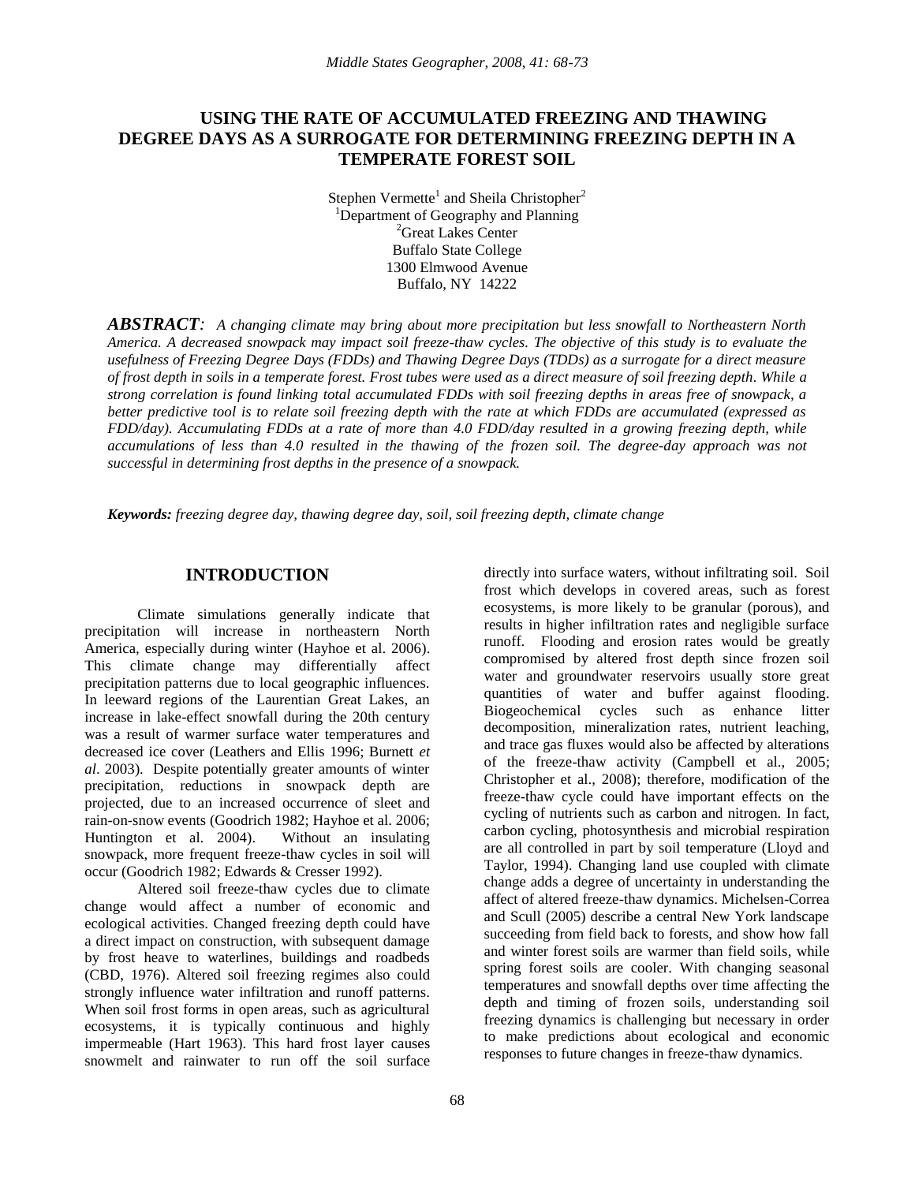# USING THE RATE OF ACCUMULATED FREEZING AND THAWING DEGREE DAYS AS A SURROGATE FOR DETERMINING FREEZING DEPTH IN A TEMPERATE FOREST SOIL

Stephen Vermette[1] and Sheila Christopher[2]
[1]Department of Geography and Planning
[2]Great Lakes Center
Buffalo State College
1300 Elmwood Avenue
Buffalo, NY 14222

***ABSTRACT****: A changing climate may bring about more precipitation but less snowfall to Northeastern North America. A decreased snowpack may impact soil freeze-thaw cycles. The objective of this study is to evaluate the usefulness of Freezing Degree Days (FDDs) and Thawing Degree Days (TDDs) as a surrogate for a direct measure of frost depth in soils in a temperate forest. Frost tubes were used as a direct measure of soil freezing depth. While a strong correlation is found linking total accumulated FDDs with soil freezing depths in areas free of snowpack, a better predictive tool is to relate soil freezing depth with the rate at which FDDs are accumulated (expressed as FDD/day). Accumulating FDDs at a rate of more than 4.0 FDD/day resulted in a growing freezing depth, while accumulations of less than 4.0 resulted in the thawing of the frozen soil. The degree-day approach was not successful in determining frost depths in the presence of a snowpack.*

***Keywords:*** *freezing degree day, thawing degree day, soil, soil freezing depth, climate change*

## INTRODUCTION

Climate simulations generally indicate that precipitation will increase in northeastern North America, especially during winter (Hayhoe et al. 2006). This climate change may differentially affect precipitation patterns due to local geographic influences. In leeward regions of the Laurentian Great Lakes, an increase in lake-effect snowfall during the 20th century was a result of warmer surface water temperatures and decreased ice cover (Leathers and Ellis 1996; Burnett *et al*. 2003). Despite potentially greater amounts of winter precipitation, reductions in snowpack depth are projected, due to an increased occurrence of sleet and rain-on-snow events (Goodrich 1982; Hayhoe et al. 2006; Huntington et al. 2004). Without an insulating snowpack, more frequent freeze-thaw cycles in soil will occur (Goodrich 1982; Edwards & Cresser 1992).

Altered soil freeze-thaw cycles due to climate change would affect a number of economic and ecological activities. Changed freezing depth could have a direct impact on construction, with subsequent damage by frost heave to waterlines, buildings and roadbeds (CBD, 1976). Altered soil freezing regimes also could strongly influence water infiltration and runoff patterns. When soil frost forms in open areas, such as agricultural ecosystems, it is typically continuous and highly impermeable (Hart 1963). This hard frost layer causes snowmelt and rainwater to run off the soil surface directly into surface waters, without infiltrating soil. Soil frost which develops in covered areas, such as forest ecosystems, is more likely to be granular (porous), and results in higher infiltration rates and negligible surface runoff. Flooding and erosion rates would be greatly compromised by altered frost depth since frozen soil water and groundwater reservoirs usually store great quantities of water and buffer against flooding. Biogeochemical cycles such as enhance litter decomposition, mineralization rates, nutrient leaching, and trace gas fluxes would also be affected by alterations of the freeze-thaw activity (Campbell et al., 2005; Christopher et al., 2008); therefore, modification of the freeze-thaw cycle could have important effects on the cycling of nutrients such as carbon and nitrogen. In fact, carbon cycling, photosynthesis and microbial respiration are all controlled in part by soil temperature (Lloyd and Taylor, 1994). Changing land use coupled with climate change adds a degree of uncertainty in understanding the affect of altered freeze-thaw dynamics. Michelsen-Correa and Scull (2005) describe a central New York landscape succeeding from field back to forests, and show how fall and winter forest soils are warmer than field soils, while spring forest soils are cooler. With changing seasonal temperatures and snowfall depths over time affecting the depth and timing of frozen soils, understanding soil freezing dynamics is challenging but necessary in order to make predictions about ecological and economic responses to future changes in freeze-thaw dynamics.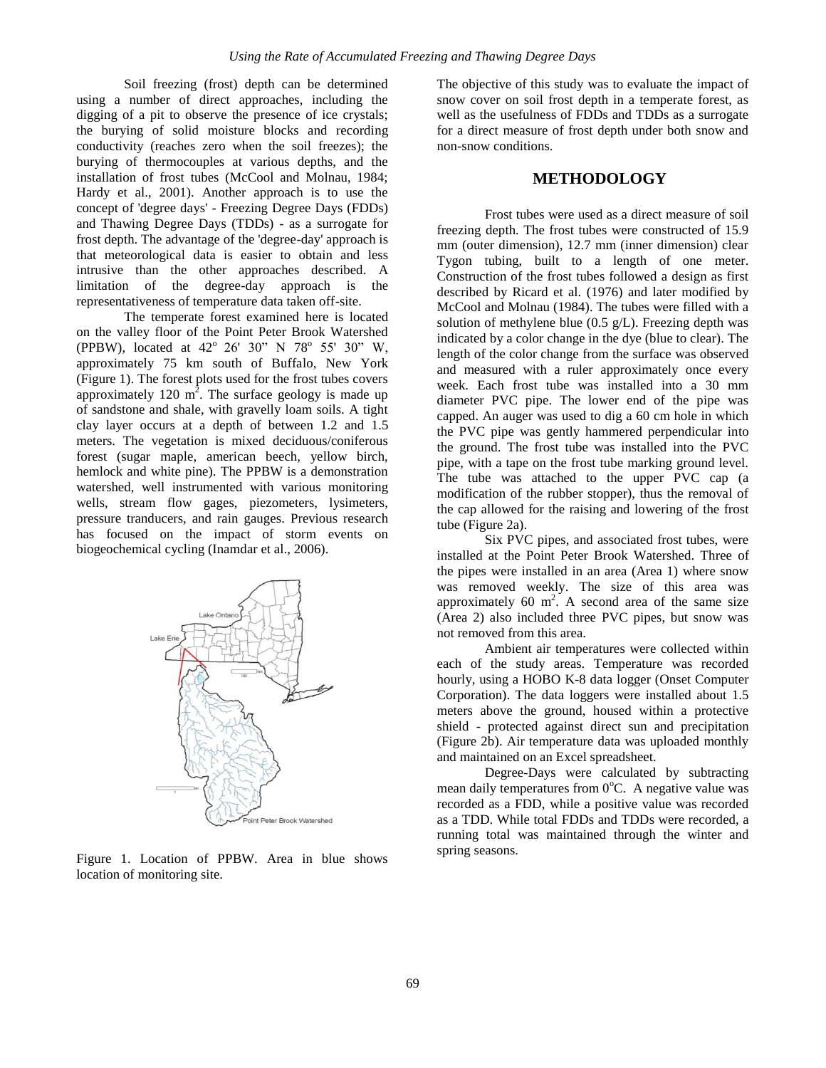Soil freezing (frost) depth can be determined using a number of direct approaches, including the digging of a pit to observe the presence of ice crystals; the burying of solid moisture blocks and recording conductivity (reaches zero when the soil freezes); the burying of thermocouples at various depths, and the installation of frost tubes (McCool and Molnau, 1984; Hardy et al., 2001). Another approach is to use the concept of 'degree days' - Freezing Degree Days (FDDs) and Thawing Degree Days (TDDs) - as a surrogate for frost depth. The advantage of the 'degree-day' approach is that meteorological data is easier to obtain and less intrusive than the other approaches described. A limitation of the degree-day approach is the representativeness of temperature data taken off-site.

The temperate forest examined here is located on the valley floor of the Point Peter Brook Watershed (PPBW), located at 42° 26' 30" N 78° 55' 30" W, approximately 75 km south of Buffalo, New York (Figure 1). The forest plots used for the frost tubes covers approximately 120 $m^2$. The surface geology is made up of sandstone and shale, with gravelly loam soils. A tight clay layer occurs at a depth of between 1.2 and 1.5 meters. The vegetation is mixed deciduous/coniferous forest (sugar maple, american beech, yellow birch, hemlock and white pine). The PPBW is a demonstration watershed, well instrumented with various monitoring wells, stream flow gages, piezometers, lysimeters, pressure tranducers, and rain gauges. Previous research has focused on the impact of storm events on biogeochemical cycling (Inamdar et al., 2006).

Figure 1. Location of PPBW. Area in blue shows location of monitoring site.

The objective of this study was to evaluate the impact of snow cover on soil frost depth in a temperate forest, as well as the usefulness of FDDs and TDDs as a surrogate for a direct measure of frost depth under both snow and non-snow conditions.

## METHODOLOGY

Frost tubes were used as a direct measure of soil freezing depth. The frost tubes were constructed of 15.9 mm (outer dimension), 12.7 mm (inner dimension) clear Tygon tubing, built to a length of one meter. Construction of the frost tubes followed a design as first described by Ricard et al. (1976) and later modified by McCool and Molnau (1984). The tubes were filled with a solution of methylene blue (0.5 g/L). Freezing depth was indicated by a color change in the dye (blue to clear). The length of the color change from the surface was observed and measured with a ruler approximately once every week. Each frost tube was installed into a 30 mm diameter PVC pipe. The lower end of the pipe was capped. An auger was used to dig a 60 cm hole in which the PVC pipe was gently hammered perpendicular into the ground. The frost tube was installed into the PVC pipe, with a tape on the frost tube marking ground level. The tube was attached to the upper PVC cap (a modification of the rubber stopper), thus the removal of the cap allowed for the raising and lowering of the frost tube (Figure 2a).

Six PVC pipes, and associated frost tubes, were installed at the Point Peter Brook Watershed. Three of the pipes were installed in an area (Area 1) where snow was removed weekly. The size of this area was approximately 60 $m^2$. A second area of the same size (Area 2) also included three PVC pipes, but snow was not removed from this area.

Ambient air temperatures were collected within each of the study areas. Temperature was recorded hourly, using a HOBO K-8 data logger (Onset Computer Corporation). The data loggers were installed about 1.5 meters above the ground, housed within a protective shield - protected against direct sun and precipitation (Figure 2b). Air temperature data was uploaded monthly and maintained on an Excel spreadsheet.

Degree-Days were calculated by subtracting mean daily temperatures from 0°C. A negative value was recorded as a FDD, while a positive value was recorded as a TDD. While total FDDs and TDDs were recorded, a running total was maintained through the winter and spring seasons.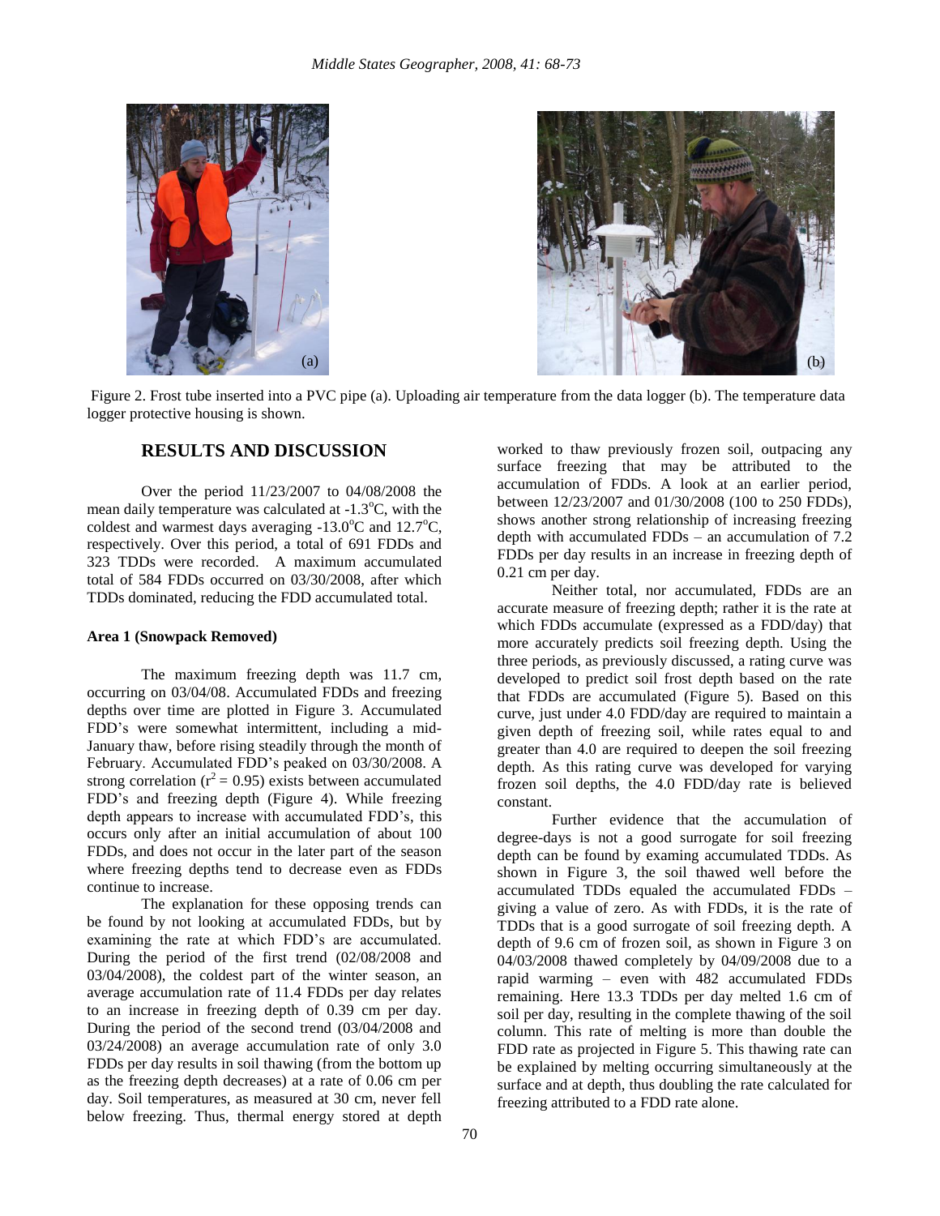Figure 2. Frost tube inserted into a PVC pipe (a). Uploading air temperature from the data logger (b). The temperature data logger protective housing is shown.

## RESULTS AND DISCUSSION

Over the period 11/23/2007 to 04/08/2008 the mean daily temperature was calculated at -1.3°C, with the coldest and warmest days averaging -13.0°C and 12.7°C, respectively. Over this period, a total of 691 FDDs and 323 TDDs were recorded. A maximum accumulated total of 584 FDDs occurred on 03/30/2008, after which TDDs dominated, reducing the FDD accumulated total.

### Area 1 (Snowpack Removed)

The maximum freezing depth was 11.7 cm, occurring on 03/04/08. Accumulated FDDs and freezing depths over time are plotted in Figure 3. Accumulated FDD's were somewhat intermittent, including a mid-January thaw, before rising steadily through the month of February. Accumulated FDD's peaked on 03/30/2008. A strong correlation ($r^2 = 0.95$) exists between accumulated FDD's and freezing depth (Figure 4). While freezing depth appears to increase with accumulated FDD's, this occurs only after an initial accumulation of about 100 FDDs, and does not occur in the later part of the season where freezing depths tend to decrease even as FDDs continue to increase.

The explanation for these opposing trends can be found by not looking at accumulated FDDs, but by examining the rate at which FDD's are accumulated. During the period of the first trend (02/08/2008 and 03/04/2008), the coldest part of the winter season, an average accumulation rate of 11.4 FDDs per day relates to an increase in freezing depth of 0.39 cm per day. During the period of the second trend (03/04/2008 and 03/24/2008) an average accumulation rate of only 3.0 FDDs per day results in soil thawing (from the bottom up as the freezing depth decreases) at a rate of 0.06 cm per day. Soil temperatures, as measured at 30 cm, never fell below freezing. Thus, thermal energy stored at depth worked to thaw previously frozen soil, outpacing any surface freezing that may be attributed to the accumulation of FDDs. A look at an earlier period, between 12/23/2007 and 01/30/2008 (100 to 250 FDDs), shows another strong relationship of increasing freezing depth with accumulated FDDs – an accumulation of 7.2 FDDs per day results in an increase in freezing depth of 0.21 cm per day.

Neither total, nor accumulated, FDDs are an accurate measure of freezing depth; rather it is the rate at which FDDs accumulate (expressed as a FDD/day) that more accurately predicts soil freezing depth. Using the three periods, as previously discussed, a rating curve was developed to predict soil frost depth based on the rate that FDDs are accumulated (Figure 5). Based on this curve, just under 4.0 FDD/day are required to maintain a given depth of freezing soil, while rates equal to and greater than 4.0 are required to deepen the soil freezing depth. As this rating curve was developed for varying frozen soil depths, the 4.0 FDD/day rate is believed constant.

Further evidence that the accumulation of degree-days is not a good surrogate for soil freezing depth can be found by examing accumulated TDDs. As shown in Figure 3, the soil thawed well before the accumulated TDDs equaled the accumulated FDDs – giving a value of zero. As with FDDs, it is the rate of TDDs that is a good surrogate of soil freezing depth. A depth of 9.6 cm of frozen soil, as shown in Figure 3 on 04/03/2008 thawed completely by 04/09/2008 due to a rapid warming – even with 482 accumulated FDDs remaining. Here 13.3 TDDs per day melted 1.6 cm of soil per day, resulting in the complete thawing of the soil column. This rate of melting is more than double the FDD rate as projected in Figure 5. This thawing rate can be explained by melting occurring simultaneously at the surface and at depth, thus doubling the rate calculated for freezing attributed to a FDD rate alone.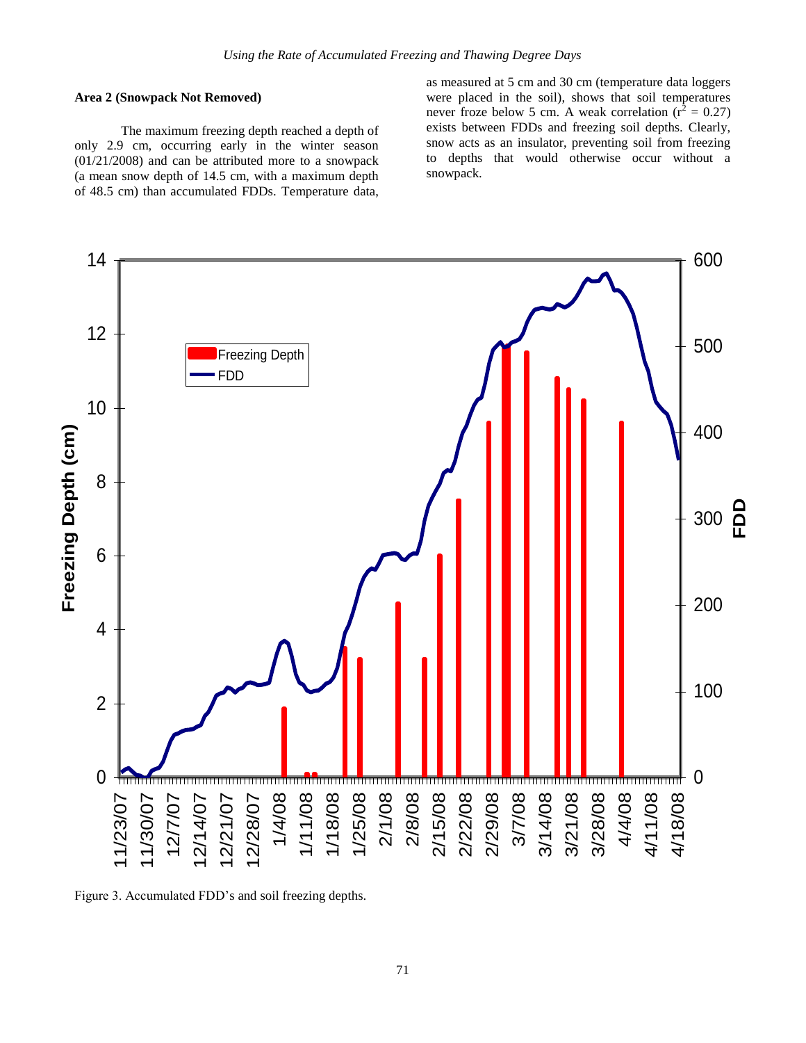### Area 2 (Snowpack Not Removed)

The maximum freezing depth reached a depth of only 2.9 cm, occurring early in the winter season (01/21/2008) and can be attributed more to a snowpack (a mean snow depth of 14.5 cm, with a maximum depth of 48.5 cm) than accumulated FDDs. Temperature data, as measured at 5 cm and 30 cm (temperature data loggers were placed in the soil), shows that soil temperatures never froze below 5 cm. A weak correlation ($r^2 = 0.27$) exists between FDDs and freezing soil depths. Clearly, snow acts as an insulator, preventing soil from freezing to depths that would otherwise occur without a snowpack.

Figure 3. Accumulated FDD's and soil freezing depths.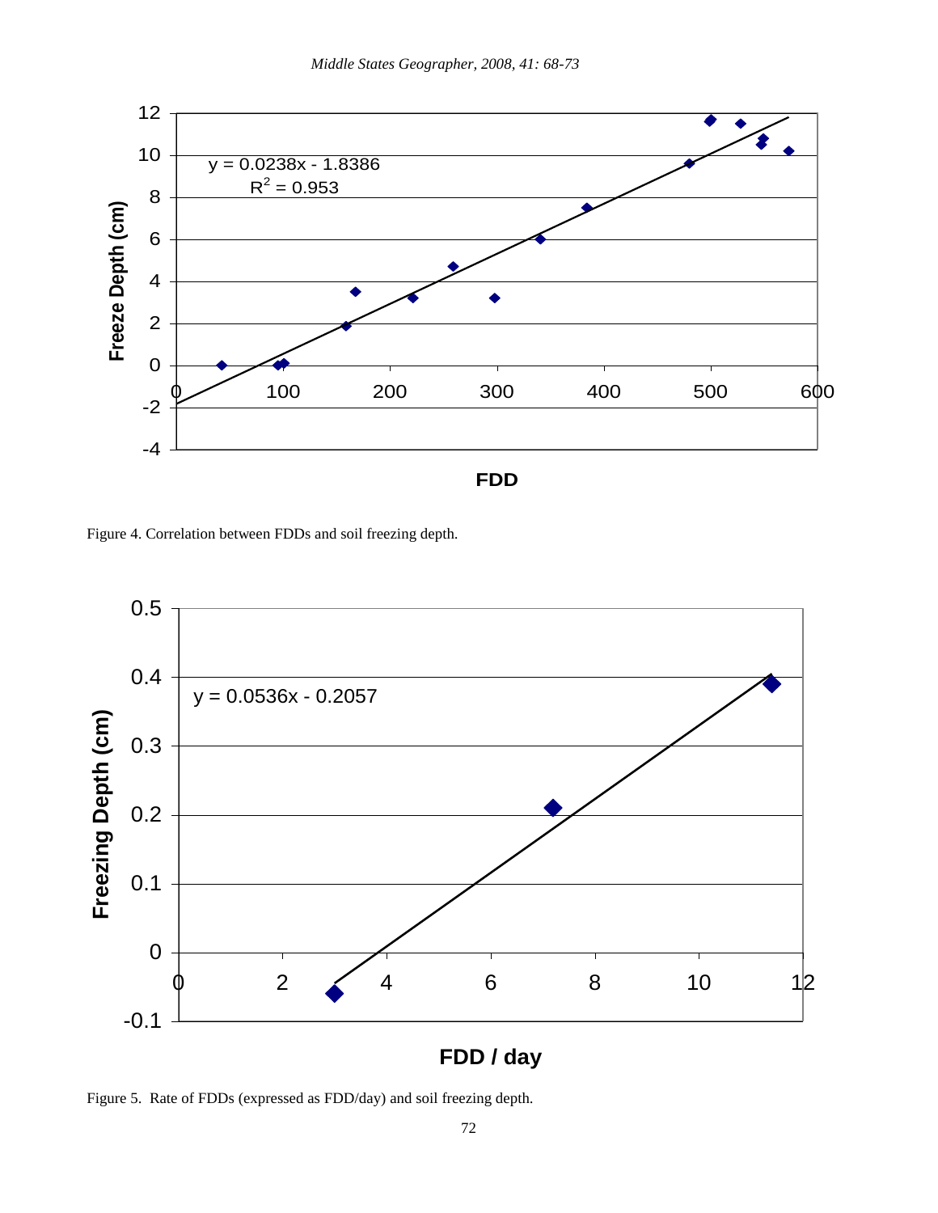Figure 4. Correlation between FDDs and soil freezing depth.

Figure 5. Rate of FDDs (expressed as FDD/day) and soil freezing depth.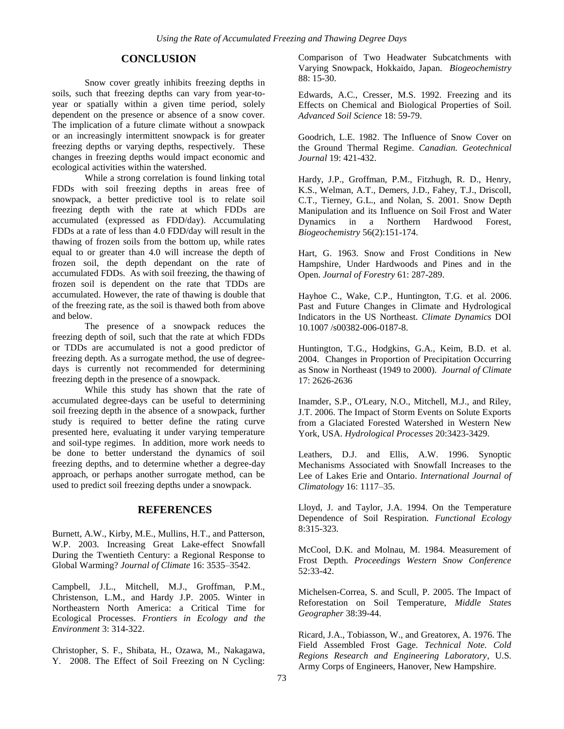## CONCLUSION

Snow cover greatly inhibits freezing depths in soils, such that freezing depths can vary from year-to-year or spatially within a given time period, solely dependent on the presence or absence of a snow cover. The implication of a future climate without a snowpack or an increasingly intermittent snowpack is for greater freezing depths or varying depths, respectively. These changes in freezing depths would impact economic and ecological activities within the watershed.

While a strong correlation is found linking total FDDs with soil freezing depths in areas free of snowpack, a better predictive tool is to relate soil freezing depth with the rate at which FDDs are accumulated (expressed as FDD/day). Accumulating FDDs at a rate of less than 4.0 FDD/day will result in the thawing of frozen soils from the bottom up, while rates equal to or greater than 4.0 will increase the depth of frozen soil, the depth dependant on the rate of accumulated FDDs. As with soil freezing, the thawing of frozen soil is dependent on the rate that TDDs are accumulated. However, the rate of thawing is double that of the freezing rate, as the soil is thawed both from above and below.

The presence of a snowpack reduces the freezing depth of soil, such that the rate at which FDDs or TDDs are accumulated is not a good predictor of freezing depth. As a surrogate method, the use of degree-days is currently not recommended for determining freezing depth in the presence of a snowpack.

While this study has shown that the rate of accumulated degree-days can be useful to determining soil freezing depth in the absence of a snowpack, further study is required to better define the rating curve presented here, evaluating it under varying temperature and soil-type regimes. In addition, more work needs to be done to better understand the dynamics of soil freezing depths, and to determine whether a degree-day approach, or perhaps another surrogate method, can be used to predict soil freezing depths under a snowpack.

## REFERENCES

Burnett, A.W., Kirby, M.E., Mullins, H.T., and Patterson, W.P. 2003. Increasing Great Lake-effect Snowfall During the Twentieth Century: a Regional Response to Global Warming? *Journal of Climate* 16: 3535–3542.

Campbell, J.L., Mitchell, M.J., Groffman, P.M., Christenson, L.M., and Hardy J.P. 2005. Winter in Northeastern North America: a Critical Time for Ecological Processes. *Frontiers in Ecology and the Environment* 3: 314-322.

Christopher, S. F., Shibata, H., Ozawa, M., Nakagawa, Y. 2008. The Effect of Soil Freezing on N Cycling: Comparison of Two Headwater Subcatchments with Varying Snowpack, Hokkaido, Japan. *Biogeochemistry* 88: 15-30.

Edwards, A.C., Cresser, M.S. 1992. Freezing and its Effects on Chemical and Biological Properties of Soil. *Advanced Soil Science* 18: 59-79.

Goodrich, L.E. 1982. The Influence of Snow Cover on the Ground Thermal Regime. *Canadian. Geotechnical Journal* 19: 421-432.

Hardy, J.P., Groffman, P.M., Fitzhugh, R. D., Henry, K.S., Welman, A.T., Demers, J.D., Fahey, T.J., Driscoll, C.T., Tierney, G.L., and Nolan, S. 2001. Snow Depth Manipulation and its Influence on Soil Frost and Water Dynamics in a Northern Hardwood Forest, *Biogeochemistry* 56(2):151-174.

Hart, G. 1963. Snow and Frost Conditions in New Hampshire, Under Hardwoods and Pines and in the Open. *Journal of Forestry* 61: 287-289.

Hayhoe C., Wake, C.P., Huntington, T.G. et al. 2006. Past and Future Changes in Climate and Hydrological Indicators in the US Northeast. *Climate Dynamics* DOI 10.1007 /s00382-006-0187-8.

Huntington, T.G., Hodgkins, G.A., Keim, B.D. et al. 2004. Changes in Proportion of Precipitation Occurring as Snow in Northeast (1949 to 2000). *Journal of Climate* 17: 2626-2636

Inamder, S.P., O'Leary, N.O., Mitchell, M.J., and Riley, J.T. 2006. The Impact of Storm Events on Solute Exports from a Glaciated Forested Watershed in Western New York, USA. *Hydrological Processes* 20:3423-3429.

Leathers, D.J. and Ellis, A.W. 1996. Synoptic Mechanisms Associated with Snowfall Increases to the Lee of Lakes Erie and Ontario. *International Journal of Climatology* 16: 1117–35.

Lloyd, J. and Taylor, J.A. 1994. On the Temperature Dependence of Soil Respiration. *Functional Ecology* 8:315-323.

McCool, D.K. and Molnau, M. 1984. Measurement of Frost Depth. *Proceedings Western Snow Conference* 52:33-42.

Michelsen-Correa, S. and Scull, P. 2005. The Impact of Reforestation on Soil Temperature, *Middle States Geographer* 38:39-44.

Ricard, J.A., Tobiasson, W., and Greatorex, A. 1976. The Field Assembled Frost Gage. *Technical Note. Cold Regions Research and Engineering Laboratory*, U.S. Army Corps of Engineers, Hanover, New Hampshire.